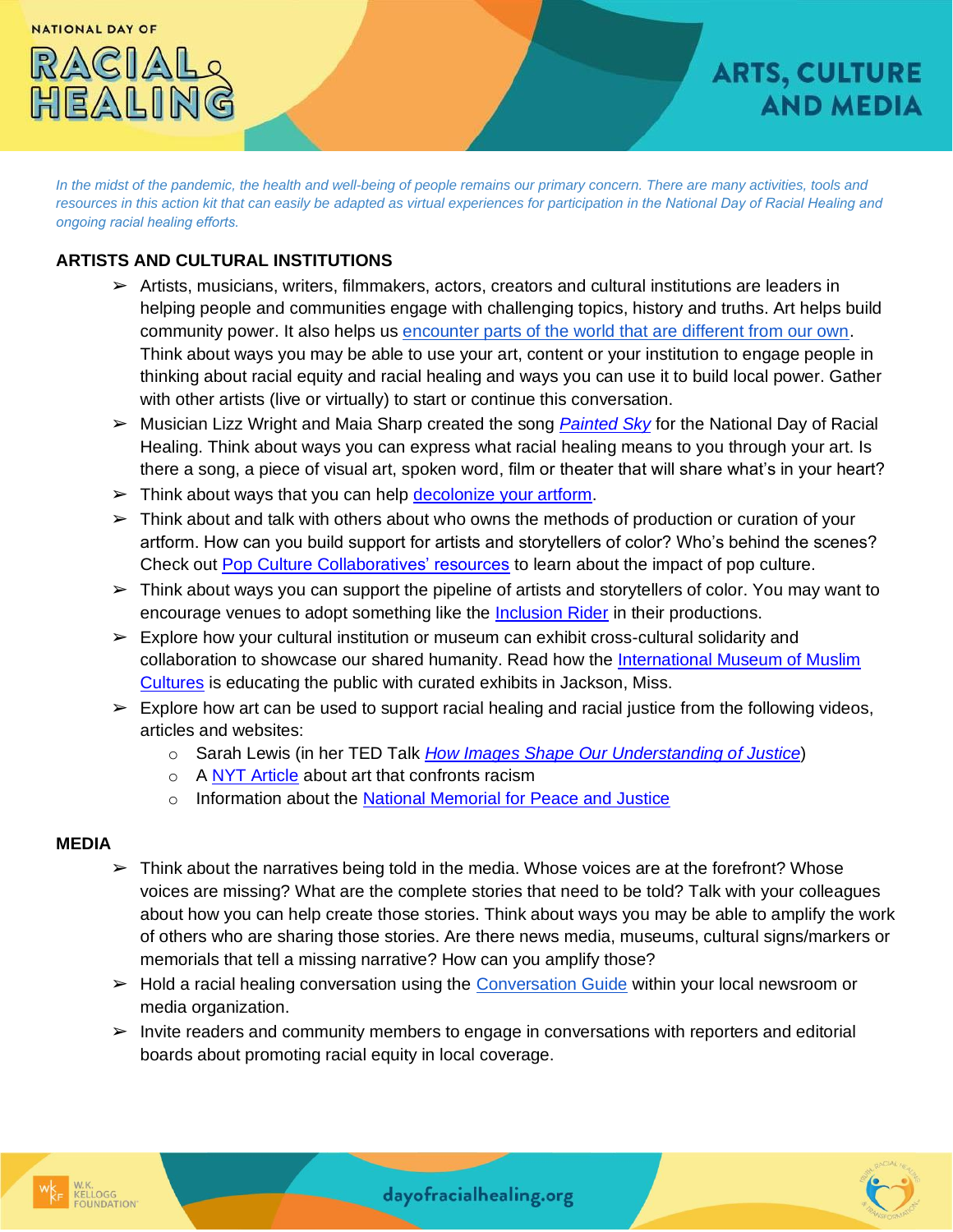NATIONAL DAY OF

# RACIAL HEALING

## ARTS, CULTURE AND MEDIA

*In the midst of the pandemic, the health and well-being of people remains our primary concern. There are many activities, tools and resources in this action kit that can easily be adapted as virtual experiences for participation in the National Day of Racial Healing and ongoing racial healing efforts.*

### ARTISTS AND CULTURAL INSTITUTIONS

- Artists, musicians, writers, filmmakers, actors, creators and cultural institutions are leaders in helping people and communities engage with challenging topics, history and truths. Art helps build community power. It also helps us encounter parts of the world that are different from our own. Think about ways you may be able to use your art, content or your institution to engage people in thinking about racial equity and racial healing and ways you can use it to build local power. Gather with other artists (live or virtually) to start or continue this conversation.
- Musician Lizz Wright and Maia Sharp created the song *Painted Sky* for the National Day of Racial Healing. Think about ways you can express what racial healing means to you through your art. Is there a song, a piece of visual art, spoken word, film or theater that will share what's in your heart?
- Think about ways that you can help decolonize your artform.
- Think about and talk with others about who owns the methods of production or curation of your artform. How can you build support for artists and storytellers of color? Who's behind the scenes? Check out Pop Culture Collaboratives' resources to learn about the impact of pop culture.
- Think about ways you can support the pipeline of artists and storytellers of color. You may want to encourage venues to adopt something like the Inclusion Rider in their productions.
- Explore how your cultural institution or museum can exhibit cross-cultural solidarity and collaboration to showcase our shared humanity. Read how the International Museum of Muslim Cultures is educating the public with curated exhibits in Jackson, Miss.
- Explore how art can be used to support racial healing and racial justice from the following videos, articles and websites:
  - Sarah Lewis (in her TED Talk *How Images Shape Our Understanding of Justice*)
  - A NYT Article about art that confronts racism
  - Information about the National Memorial for Peace and Justice

### MEDIA

- Think about the narratives being told in the media. Whose voices are at the forefront? Whose voices are missing? What are the complete stories that need to be told? Talk with your colleagues about how you can help create those stories. Think about ways you may be able to amplify the work of others who are sharing those stories. Are there news media, museums, cultural signs/markers or memorials that tell a missing narrative? How can you amplify those?
- Hold a racial healing conversation using the Conversation Guide within your local newsroom or media organization.
- Invite readers and community members to engage in conversations with reporters and editorial boards about promoting racial equity in local coverage.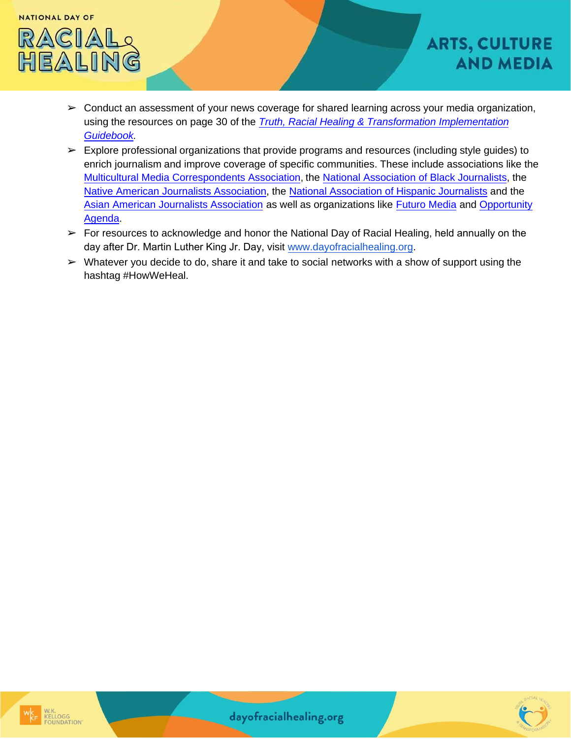- Conduct an assessment of your news coverage for shared learning across your media organization, using the resources on page 30 of the *Truth, Racial Healing & Transformation Implementation Guidebook*.
- Explore professional organizations that provide programs and resources (including style guides) to enrich journalism and improve coverage of specific communities. These include associations like the Multicultural Media Correspondents Association, the National Association of Black Journalists, the Native American Journalists Association, the National Association of Hispanic Journalists and the Asian American Journalists Association as well as organizations like Futuro Media and Opportunity Agenda.
- For resources to acknowledge and honor the National Day of Racial Healing, held annually on the day after Dr. Martin Luther King Jr. Day, visit www.dayofracialhealing.org.
- Whatever you decide to do, share it and take to social networks with a show of support using the hashtag #HowWeHeal.